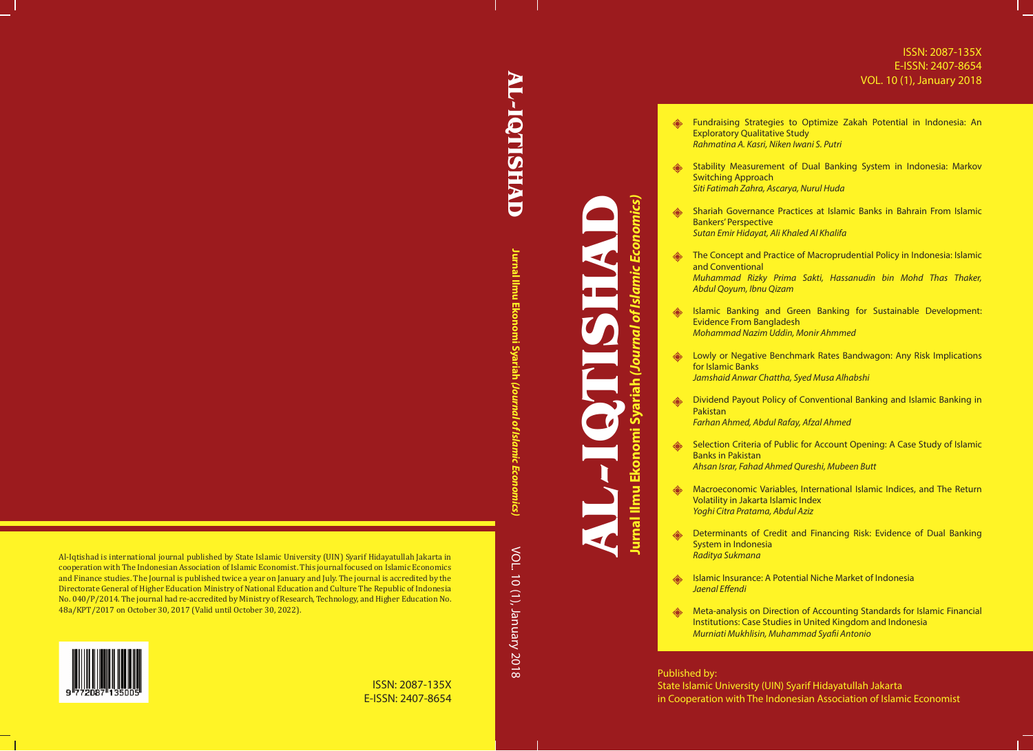# AL-IQTISHAD

## Jurnal Ilmu Ekonomi Syariah (*Journal of Islamic Economics*)

ISSN: 2087-135X
E-ISSN: 2407-8654
VOL. 10 (1), January 2018

- Fundraising Strategies to Optimize Zakah Potential in Indonesia: An Exploratory Qualitative Study
  *Rahmatina A. Kasri, Niken Iwani S. Putri*
- Stability Measurement of Dual Banking System in Indonesia: Markov Switching Approach
  *Siti Fatimah Zahra, Ascarya, Nurul Huda*
- Shariah Governance Practices at Islamic Banks in Bahrain From Islamic Bankers' Perspective
  *Sutan Emir Hidayat, Ali Khaled Al Khalifa*
- The Concept and Practice of Macroprudential Policy in Indonesia: Islamic and Conventional
  *Muhammad Rizky Prima Sakti, Hassanudin bin Mohd Thas Thaker, Abdul Qoyum, Ibnu Qizam*
- Islamic Banking and Green Banking for Sustainable Development: Evidence From Bangladesh
  *Mohammad Nazim Uddin, Monir Ahmmed*
- Lowly or Negative Benchmark Rates Bandwagon: Any Risk Implications for Islamic Banks
  *Jamshaid Anwar Chattha, Syed Musa Alhabshi*
- Dividend Payout Policy of Conventional Banking and Islamic Banking in Pakistan
  *Farhan Ahmed, Abdul Rafay, Afzal Ahmed*
- Selection Criteria of Public for Account Opening: A Case Study of Islamic Banks in Pakistan
  *Ahsan Israr, Fahad Ahmed Qureshi, Mubeen Butt*
- Macroeconomic Variables, International Islamic Indices, and The Return Volatility in Jakarta Islamic Index
  *Yoghi Citra Pratama, Abdul Aziz*
- Determinants of Credit and Financing Risk: Evidence of Dual Banking System in Indonesia
  *Raditya Sukmana*
- Islamic Insurance: A Potential Niche Market of Indonesia
  *Jaenal Effendi*
- Meta-analysis on Direction of Accounting Standards for Islamic Financial Institutions: Case Studies in United Kingdom and Indonesia
  *Murniati Mukhlisin, Muhammad Syafii Antonio*

Published by:
State Islamic University (UIN) Syarif Hidayatullah Jakarta
in Cooperation with The Indonesian Association of Islamic Economist

---

AL-IQTISHAD Jurnal Ilmu Ekonomi Syariah (*Journal of Islamic Economics*) VOL. 10 (1), January 2018

---

Al-Iqtishad is international journal published by State Islamic University (UIN) Syarif Hidayatullah Jakarta in cooperation with The Indonesian Association of Islamic Economist. This journal focused on Islamic Economics and Finance studies. The Journal is published twice a year on January and July. The journal is accredited by the Directorate General of Higher Education Ministry of National Education and Culture The Republic of Indonesia No. 040/P/2014. The journal had re-accredited by Ministry of Research, Technology, and Higher Education No. 48a/KPT/2017 on October 30, 2017 (Valid until October 30, 2022).

9 772087 135005

ISSN: 2087-135X
E-ISSN: 2407-8654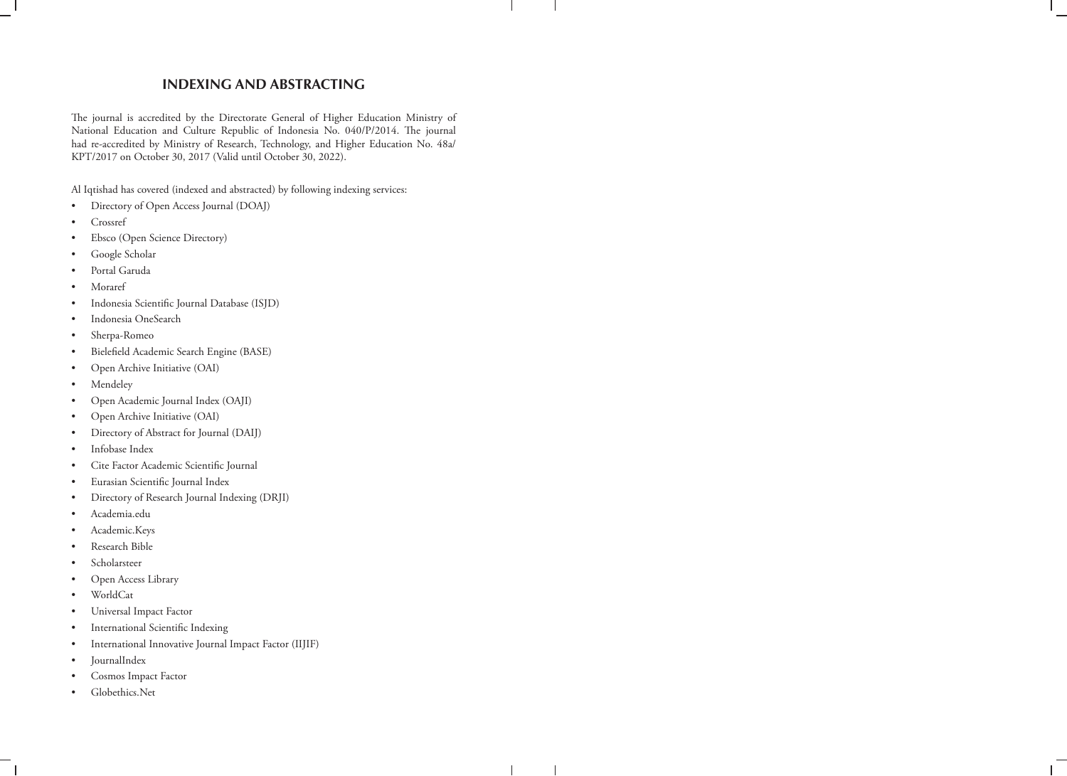## INDEXING AND ABSTRACTING

The journal is accredited by the Directorate General of Higher Education Ministry of National Education and Culture Republic of Indonesia No. 040/P/2014. The journal had re-accredited by Ministry of Research, Technology, and Higher Education No. 48a/KPT/2017 on October 30, 2017 (Valid until October 30, 2022).

Al Iqtishad has covered (indexed and abstracted) by following indexing services:

- Directory of Open Access Journal (DOAJ)
- Crossref
- Ebsco (Open Science Directory)
- Google Scholar
- Portal Garuda
- Moraref
- Indonesia Scientific Journal Database (ISJD)
- Indonesia OneSearch
- Sherpa-Romeo
- Bielefield Academic Search Engine (BASE)
- Open Archive Initiative (OAI)
- Mendeley
- Open Academic Journal Index (OAJI)
- Open Archive Initiative (OAI)
- Directory of Abstract for Journal (DAIJ)
- Infobase Index
- Cite Factor Academic Scientific Journal
- Eurasian Scientific Journal Index
- Directory of Research Journal Indexing (DRJI)
- Academia.edu
- Academic.Keys
- Research Bible
- Scholarsteer
- Open Access Library
- WorldCat
- Universal Impact Factor
- International Scientific Indexing
- International Innovative Journal Impact Factor (IIJIF)
- JournalIndex
- Cosmos Impact Factor
- Globethics.Net